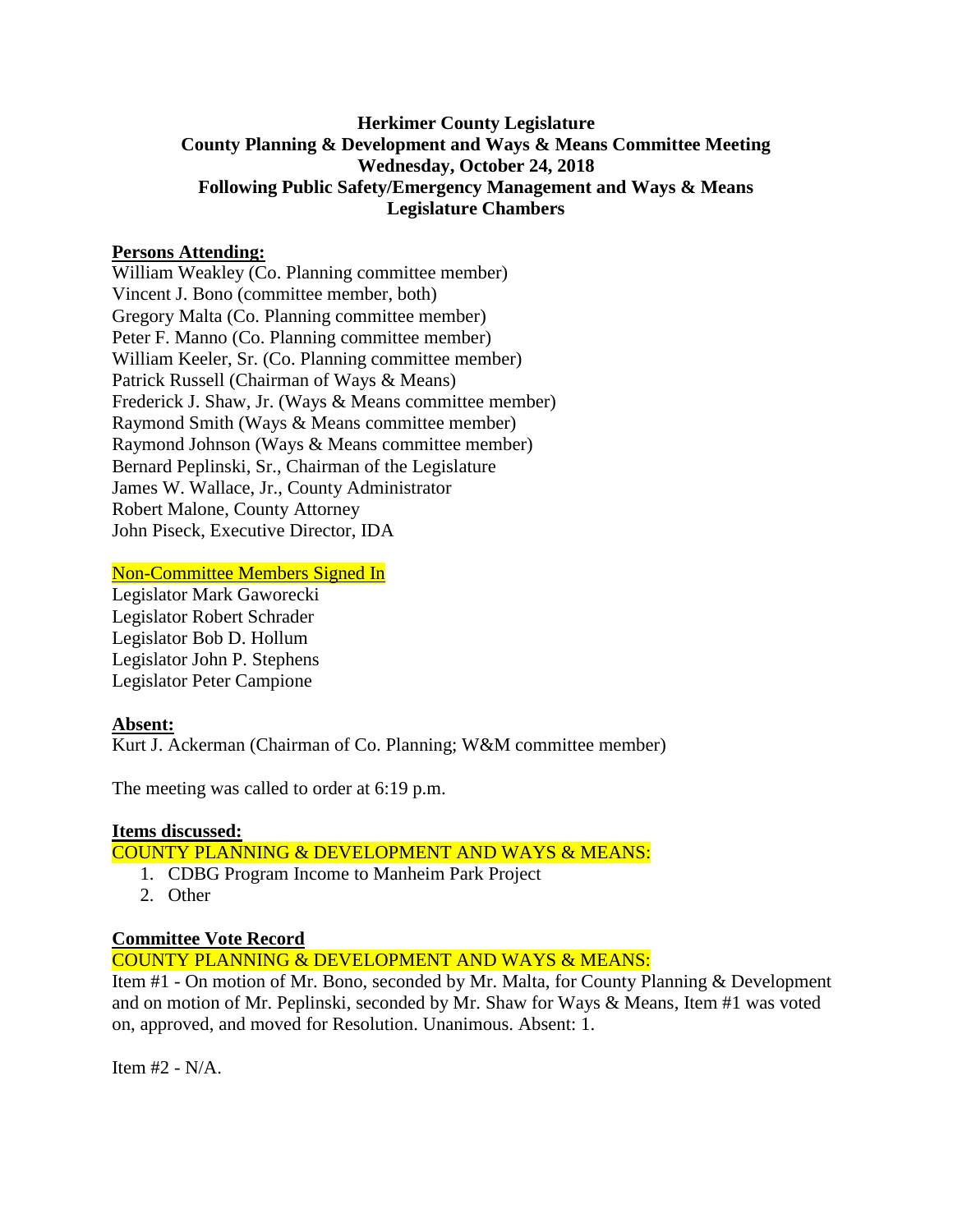**Herkimer County Legislature**
**County Planning & Development and Ways & Means Committee Meeting**
**Wednesday, October 24, 2018**
**Following Public Safety/Emergency Management and Ways & Means**
**Legislature Chambers**

**Persons Attending:**

William Weakley (Co. Planning committee member)
Vincent J. Bono (committee member, both)
Gregory Malta (Co. Planning committee member)
Peter F. Manno (Co. Planning committee member)
William Keeler, Sr. (Co. Planning committee member)
Patrick Russell (Chairman of Ways & Means)
Frederick J. Shaw, Jr. (Ways & Means committee member)
Raymond Smith (Ways & Means committee member)
Raymond Johnson (Ways & Means committee member)
Bernard Peplinski, Sr., Chairman of the Legislature
James W. Wallace, Jr., County Administrator
Robert Malone, County Attorney
John Piseck, Executive Director, IDA

Non-Committee Members Signed In

Legislator Mark Gaworecki
Legislator Robert Schrader
Legislator Bob D. Hollum
Legislator John P. Stephens
Legislator Peter Campione

**Absent:**

Kurt J. Ackerman (Chairman of Co. Planning; W&M committee member)

The meeting was called to order at 6:19 p.m.

**Items discussed:**

COUNTY PLANNING & DEVELOPMENT AND WAYS & MEANS:

1. CDBG Program Income to Manheim Park Project
2. Other

**Committee Vote Record**

COUNTY PLANNING & DEVELOPMENT AND WAYS & MEANS:

Item #1 - On motion of Mr. Bono, seconded by Mr. Malta, for County Planning & Development and on motion of Mr. Peplinski, seconded by Mr. Shaw for Ways & Means, Item #1 was voted on, approved, and moved for Resolution. Unanimous. Absent: 1.

Item #2 - N/A.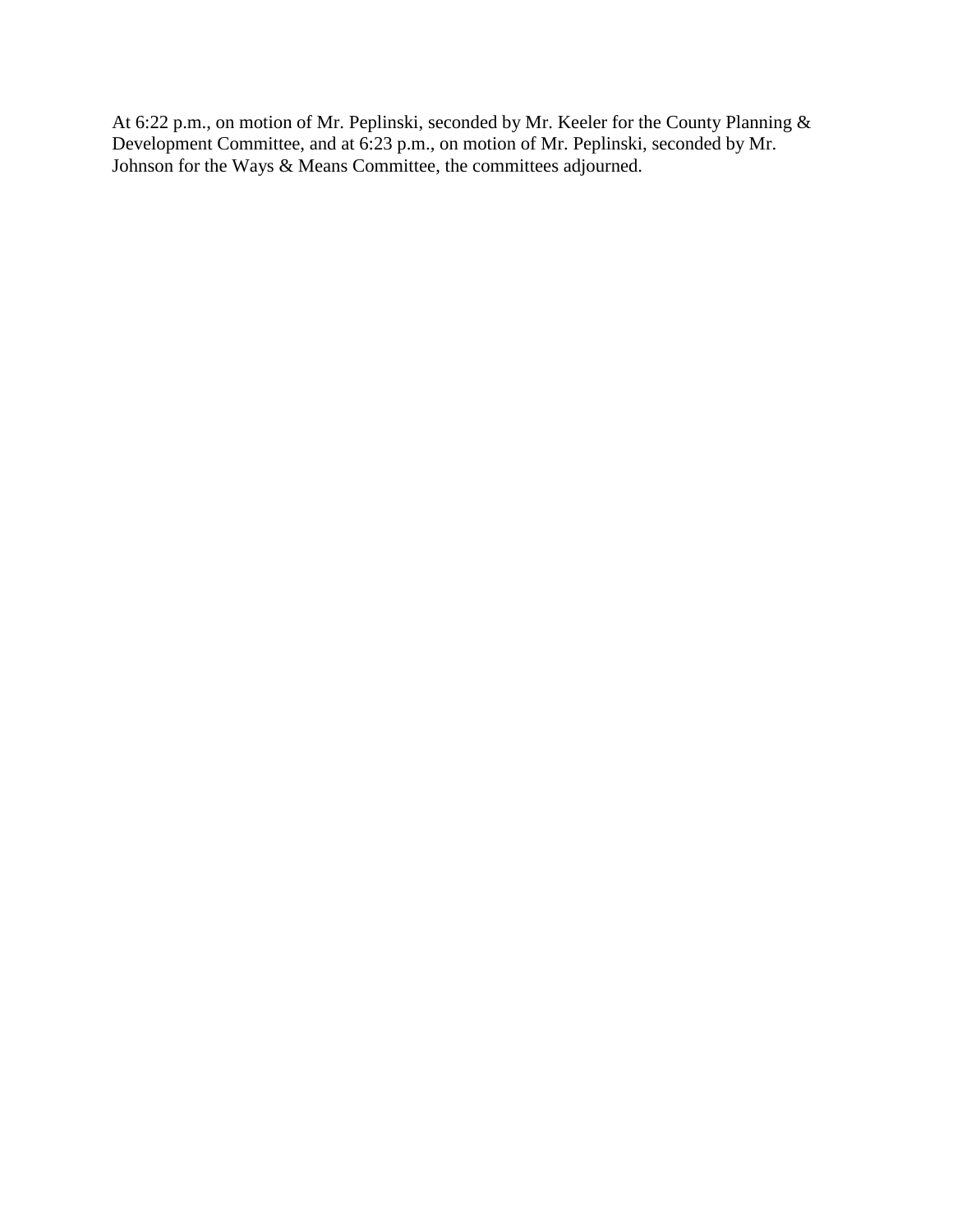At 6:22 p.m., on motion of Mr. Peplinski, seconded by Mr. Keeler for the County Planning & Development Committee, and at 6:23 p.m., on motion of Mr. Peplinski, seconded by Mr. Johnson for the Ways & Means Committee, the committees adjourned.